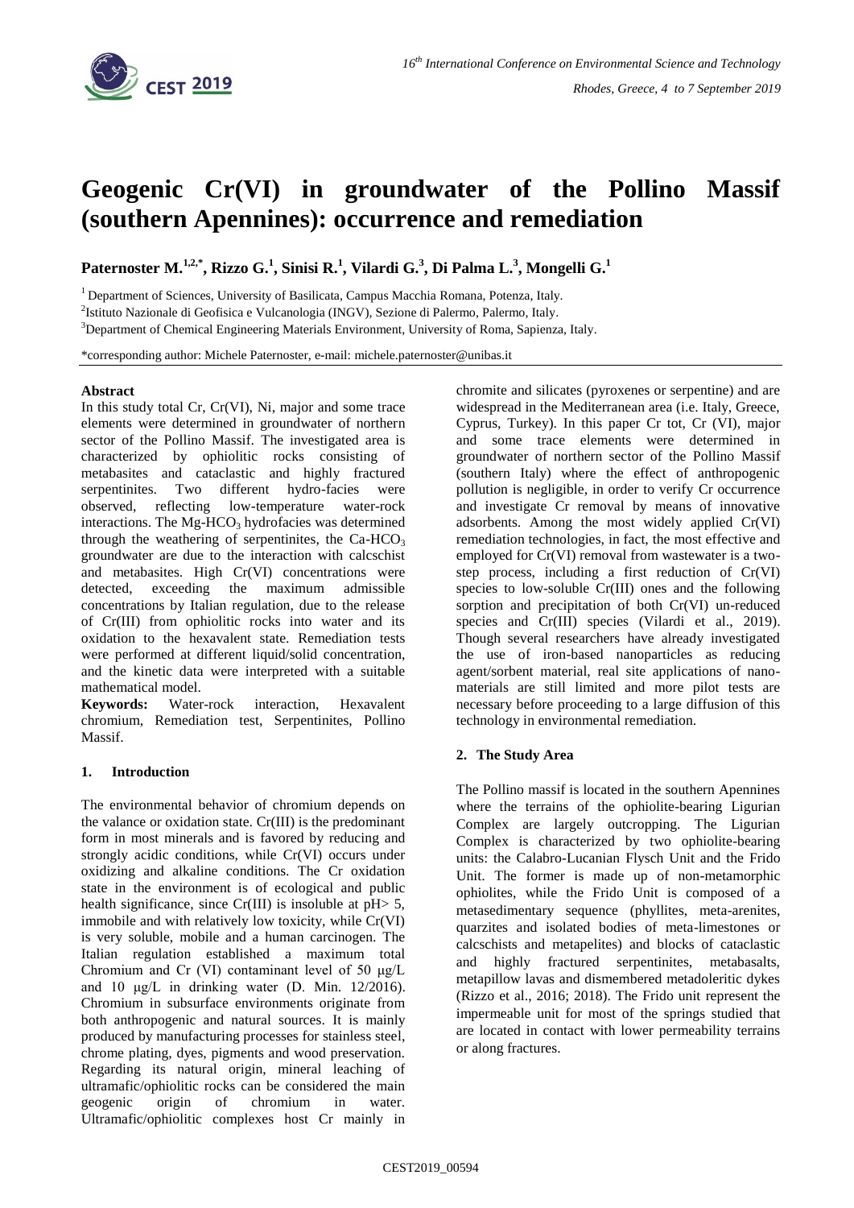# Geogenic Cr(VI) in groundwater of the Pollino Massif (southern Apennines): occurrence and remediation

**Paternoster M.[1,2,*], Rizzo G.[1], Sinisi R.[1], Vilardi G.[3], Di Palma L.[3], Mongelli G.[1]**

[1] Department of Sciences, University of Basilicata, Campus Macchia Romana, Potenza, Italy.

[2] Istituto Nazionale di Geofisica e Vulcanologia (INGV), Sezione di Palermo, Palermo, Italy.

[3] Department of Chemical Engineering Materials Environment, University of Roma, Sapienza, Italy.

*corresponding author: Michele Paternoster, e-mail: michele.paternoster@unibas.it

## Abstract

In this study total Cr, Cr(VI), Ni, major and some trace elements were determined in groundwater of northern sector of the Pollino Massif. The investigated area is characterized by ophiolitic rocks consisting of metabasites and cataclastic and highly fractured serpentinites. Two different hydro-facies were observed, reflecting low-temperature water-rock interactions. The Mg-$HCO_3$ hydrofacies was determined through the weathering of serpentinites, the Ca-$HCO_3$ groundwater are due to the interaction with calcschist and metabasites. High Cr(VI) concentrations were detected, exceeding the maximum admissible concentrations by Italian regulation, due to the release of Cr(III) from ophiolitic rocks into water and its oxidation to the hexavalent state. Remediation tests were performed at different liquid/solid concentration, and the kinetic data were interpreted with a suitable mathematical model.

**Keywords:** Water-rock interaction, Hexavalent chromium, Remediation test, Serpentinites, Pollino Massif.

## 1. Introduction

The environmental behavior of chromium depends on the valance or oxidation state. Cr(III) is the predominant form in most minerals and is favored by reducing and strongly acidic conditions, while Cr(VI) occurs under oxidizing and alkaline conditions. The Cr oxidation state in the environment is of ecological and public health significance, since Cr(III) is insoluble at pH> 5, immobile and with relatively low toxicity, while Cr(VI) is very soluble, mobile and a human carcinogen. The Italian regulation established a maximum total Chromium and Cr (VI) contaminant level of 50 μg/L and 10 μg/L in drinking water (D. Min. 12/2016). Chromium in subsurface environments originate from both anthropogenic and natural sources. It is mainly produced by manufacturing processes for stainless steel, chrome plating, dyes, pigments and wood preservation. Regarding its natural origin, mineral leaching of ultramafic/ophiolitic rocks can be considered the main geogenic origin of chromium in water. Ultramafic/ophiolitic complexes host Cr mainly in chromite and silicates (pyroxenes or serpentine) and are widespread in the Mediterranean area (i.e. Italy, Greece, Cyprus, Turkey). In this paper Cr tot, Cr (VI), major and some trace elements were determined in groundwater of northern sector of the Pollino Massif (southern Italy) where the effect of anthropogenic pollution is negligible, in order to verify Cr occurrence and investigate Cr removal by means of innovative adsorbents. Among the most widely applied Cr(VI) remediation technologies, in fact, the most effective and employed for Cr(VI) removal from wastewater is a two-step process, including a first reduction of Cr(VI) species to low-soluble Cr(III) ones and the following sorption and precipitation of both Cr(VI) un-reduced species and Cr(III) species (Vilardi et al., 2019). Though several researchers have already investigated the use of iron-based nanoparticles as reducing agent/sorbent material, real site applications of nano-materials are still limited and more pilot tests are necessary before proceeding to a large diffusion of this technology in environmental remediation.

## 2. The Study Area

The Pollino massif is located in the southern Apennines where the terrains of the ophiolite-bearing Ligurian Complex are largely outcropping. The Ligurian Complex is characterized by two ophiolite-bearing units: the Calabro-Lucanian Flysch Unit and the Frido Unit. The former is made up of non-metamorphic ophiolites, while the Frido Unit is composed of a metasedimentary sequence (phyllites, meta-arenites, quarzites and isolated bodies of meta-limestones or calcschists and metapelites) and blocks of cataclastic and highly fractured serpentinites, metabasalts, metapillow lavas and dismembered metadoleritic dykes (Rizzo et al., 2016; 2018). The Frido unit represent the impermeable unit for most of the springs studied that are located in contact with lower permeability terrains or along fractures.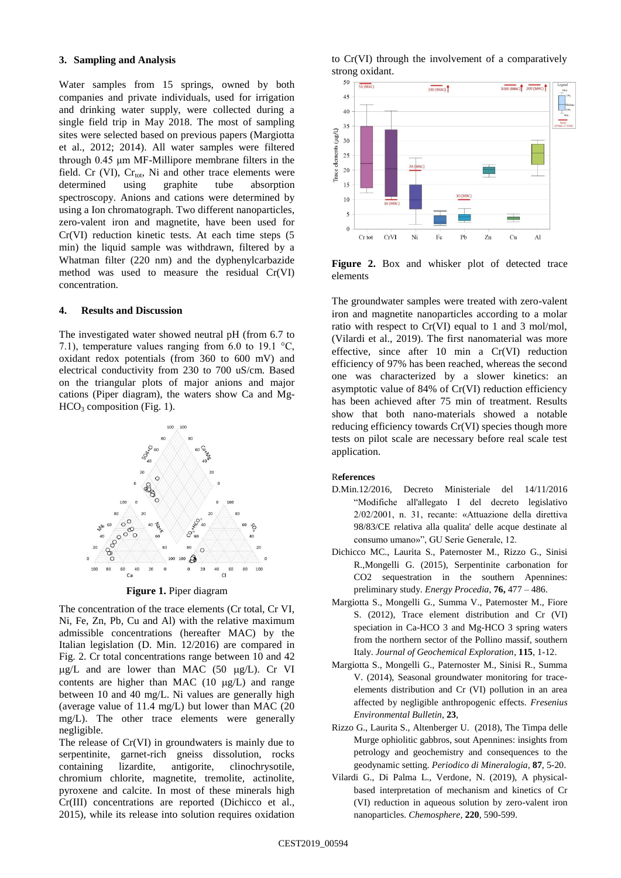## 3. Sampling and Analysis

Water samples from 15 springs, owned by both companies and private individuals, used for irrigation and drinking water supply, were collected during a single field trip in May 2018. The most of sampling sites were selected based on previous papers (Margiotta et al., 2012; 2014). All water samples were filtered through 0.45 μm MF-Millipore membrane filters in the field. Cr (VI), $Cr_{tot}$, Ni and other trace elements were determined using graphite tube absorption spectroscopy. Anions and cations were determined by using a Ion chromatograph. Two different nanoparticles, zero-valent iron and magnetite, have been used for Cr(VI) reduction kinetic tests. At each time steps (5 min) the liquid sample was withdrawn, filtered by a Whatman filter (220 nm) and the dyphenylcarbazide method was used to measure the residual Cr(VI) concentration.

## 4. Results and Discussion

The investigated water showed neutral pH (from 6.7 to 7.1), temperature values ranging from 6.0 to 19.1 °C, oxidant redox potentials (from 360 to 600 mV) and electrical conductivity from 230 to 700 uS/cm. Based on the triangular plots of major anions and major cations (Piper diagram), the waters show Ca and Mg-$HCO_3$ composition (Fig. 1).

100 100
80 80
60 60
40 40
20 20
0 0
SO4+Cl
Ca+Mg
100 0 0 100
80 20 20 80
Mg 60 40 Na+K CO3+HCO3 60 SO4
40 60 60 40
20 80 80 20
0 100 100 0
100 80 60 40 20 0 0 20 40 60 80 100
Ca Cl

**Figure 1.** Piper diagram

The concentration of the trace elements (Cr total, Cr VI, Ni, Fe, Zn, Pb, Cu and Al) with the relative maximum admissible concentrations (hereafter MAC) by the Italian legislation (D. Min. 12/2016) are compared in Fig. 2. Cr total concentrations range between 10 and 42 μg/L and are lower than MAC (50 μg/L). Cr VI contents are higher than MAC (10 μg/L) and range between 10 and 40 mg/L. Ni values are generally high (average value of 11.4 mg/L) but lower than MAC (20 mg/L). The other trace elements were generally negligible.

The release of Cr(VI) in groundwaters is mainly due to serpentinite, garnet-rich gneiss dissolution, rocks containing lizardite, antigorite, clinochrysotile, chromium chlorite, magnetite, tremolite, actinolite, pyroxene and calcite. In most of these minerals high Cr(III) concentrations are reported (Dichicco et al., 2015), while its release into solution requires oxidation to Cr(VI) through the involvement of a comparatively strong oxidant.

Trace elements (μg/L)
0 5 10 15 20 25 30 35 40 45 50
50 (MAC)
200 (MAC)
1000 (MAC) 200 (MAC)
20 (MAC)
10 (MAC)
10 (MAC)
Cr tot CrVI Ni Fe Pb Zn Cu Al
Legend
Max
75%
Median
25%
Min
MAC (DMin 12/2016)

**Figure 2.** Box and whisker plot of detected trace elements

The groundwater samples were treated with zero-valent iron and magnetite nanoparticles according to a molar ratio with respect to Cr(VI) equal to 1 and 3 mol/mol, (Vilardi et al., 2019). The first nanomaterial was more effective, since after 10 min a Cr(VI) reduction efficiency of 97% has been reached, whereas the second one was characterized by a slower kinetics: an asymptotic value of 84% of Cr(VI) reduction efficiency has been achieved after 75 min of treatment. Results show that both nano-materials showed a notable reducing efficiency towards Cr(VI) species though more tests on pilot scale are necessary before real scale test application.

### References

D.Min.12/2016, Decreto Ministeriale del 14/11/2016 "Modifiche all'allegato I del decreto legislativo 2/02/2001, n. 31, recante: «Attuazione della direttiva 98/83/CE relativa alla qualita' delle acque destinate al consumo umano»", GU Serie Generale, 12.

Dichicco MC., Laurita S., Paternoster M., Rizzo G., Sinisi R.,Mongelli G. (2015), Serpentinite carbonation for CO2 sequestration in the southern Apennines: preliminary study. *Energy Procedia*, **76,** 477 – 486.

Margiotta S., Mongelli G., Summa V., Paternoster M., Fiore S. (2012), Trace element distribution and Cr (VI) speciation in Ca-HCO 3 and Mg-HCO 3 spring waters from the northern sector of the Pollino massif, southern Italy. *Journal of Geochemical Exploration*, **115**, 1-12.

Margiotta S., Mongelli G., Paternoster M., Sinisi R., Summa V. (2014), Seasonal groundwater monitoring for trace-elements distribution and Cr (VI) pollution in an area affected by negligible anthropogenic effects. *Fresenius Environmental Bulletin*, **23**,

Rizzo G., Laurita S., Altenberger U. (2018), The Timpa delle Murge ophiolitic gabbros, sout Apennines: insights from petrology and geochemistry and consequences to the geodynamic setting. *Periodico di Mineralogia*, **87**, 5-20.

Vilardi G., Di Palma L., Verdone, N. (2019), A physical-based interpretation of mechanism and kinetics of Cr (VI) reduction in aqueous solution by zero-valent iron nanoparticles. *Chemosphere*, **220**, 590-599.